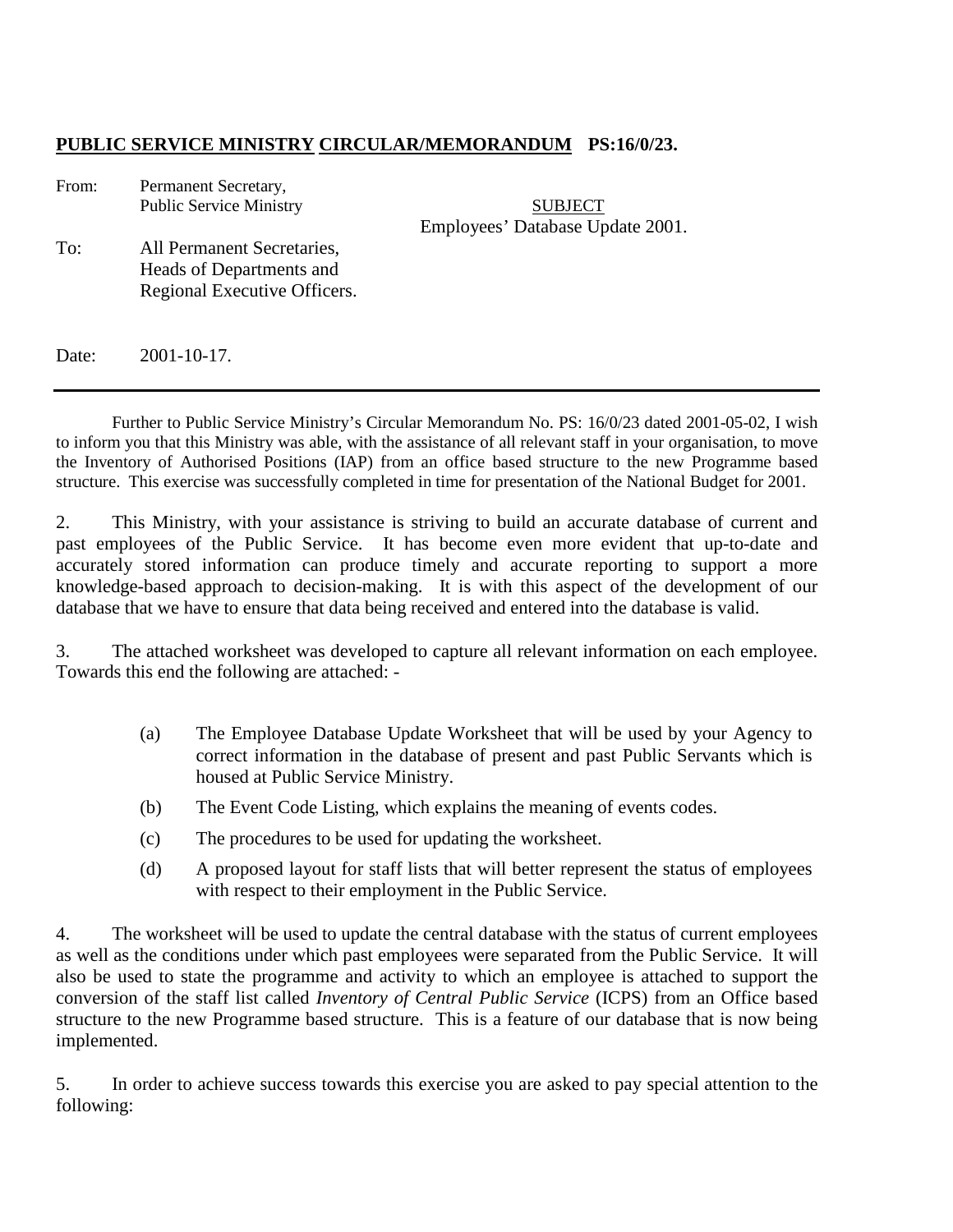**PUBLIC SERVICE MINISTRY CIRCULAR/MEMORANDUM PS:16/0/23.**

From: Permanent Secretary,
Public Service Ministry

SUBJECT
Employees' Database Update 2001.

To: All Permanent Secretaries,
Heads of Departments and
Regional Executive Officers.

Date: 2001-10-17.

---

Further to Public Service Ministry's Circular Memorandum No. PS: 16/0/23 dated 2001-05-02, I wish to inform you that this Ministry was able, with the assistance of all relevant staff in your organisation, to move the Inventory of Authorised Positions (IAP) from an office based structure to the new Programme based structure. This exercise was successfully completed in time for presentation of the National Budget for 2001.

2. This Ministry, with your assistance is striving to build an accurate database of current and past employees of the Public Service. It has become even more evident that up-to-date and accurately stored information can produce timely and accurate reporting to support a more knowledge-based approach to decision-making. It is with this aspect of the development of our database that we have to ensure that data being received and entered into the database is valid.

3. The attached worksheet was developed to capture all relevant information on each employee. Towards this end the following are attached: -

(a) The Employee Database Update Worksheet that will be used by your Agency to correct information in the database of present and past Public Servants which is housed at Public Service Ministry.

(b) The Event Code Listing, which explains the meaning of events codes.

(c) The procedures to be used for updating the worksheet.

(d) A proposed layout for staff lists that will better represent the status of employees with respect to their employment in the Public Service.

4. The worksheet will be used to update the central database with the status of current employees as well as the conditions under which past employees were separated from the Public Service. It will also be used to state the programme and activity to which an employee is attached to support the conversion of the staff list called *Inventory of Central Public Service* (ICPS) from an Office based structure to the new Programme based structure. This is a feature of our database that is now being implemented.

5. In order to achieve success towards this exercise you are asked to pay special attention to the following: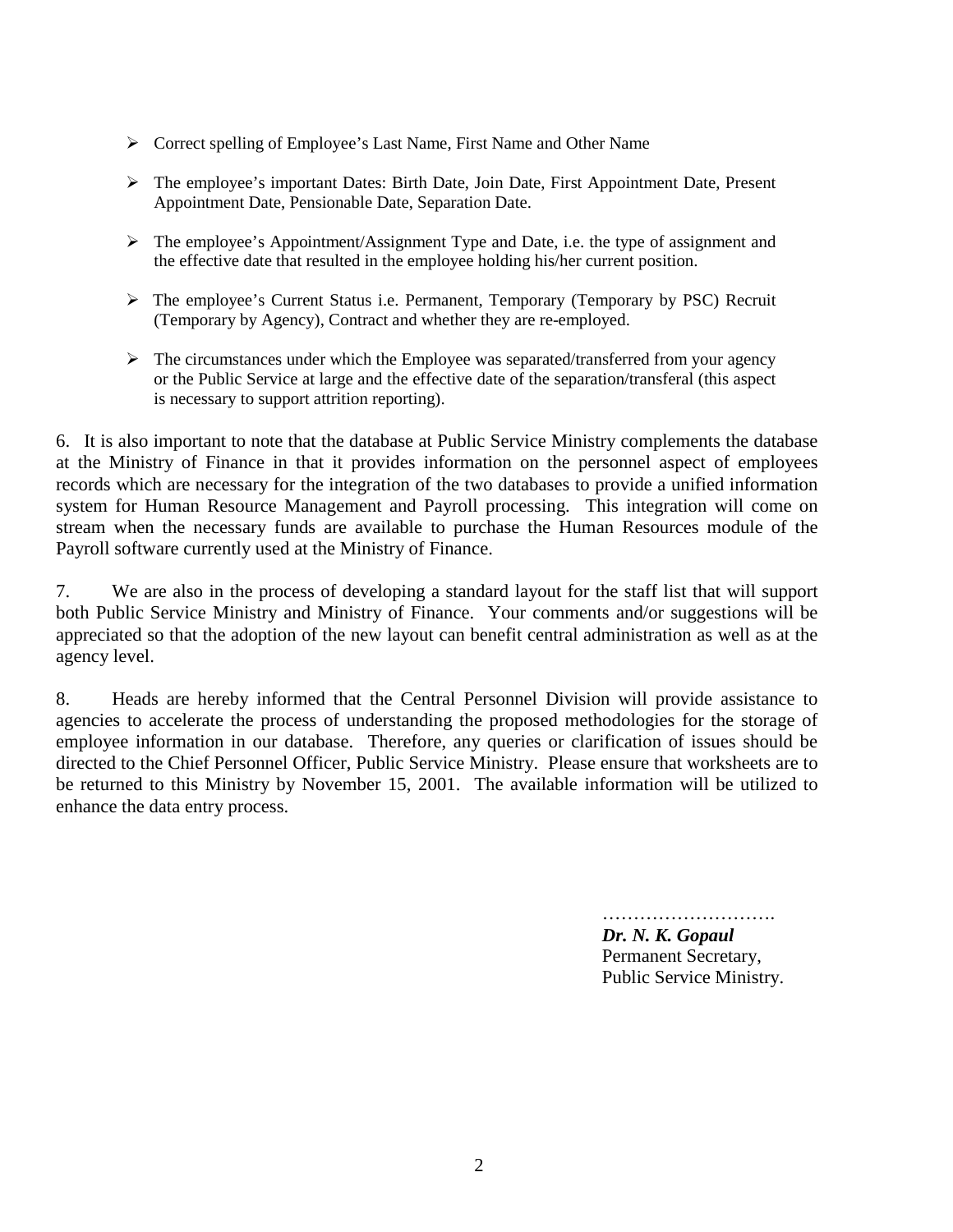- Correct spelling of Employee's Last Name, First Name and Other Name

- The employee's important Dates: Birth Date, Join Date, First Appointment Date, Present Appointment Date, Pensionable Date, Separation Date.

- The employee's Appointment/Assignment Type and Date, i.e. the type of assignment and the effective date that resulted in the employee holding his/her current position.

- The employee's Current Status i.e. Permanent, Temporary (Temporary by PSC) Recruit (Temporary by Agency), Contract and whether they are re-employed.

- The circumstances under which the Employee was separated/transferred from your agency or the Public Service at large and the effective date of the separation/transferal (this aspect is necessary to support attrition reporting).

6. It is also important to note that the database at Public Service Ministry complements the database at the Ministry of Finance in that it provides information on the personnel aspect of employees records which are necessary for the integration of the two databases to provide a unified information system for Human Resource Management and Payroll processing. This integration will come on stream when the necessary funds are available to purchase the Human Resources module of the Payroll software currently used at the Ministry of Finance.

7. We are also in the process of developing a standard layout for the staff list that will support both Public Service Ministry and Ministry of Finance. Your comments and/or suggestions will be appreciated so that the adoption of the new layout can benefit central administration as well as at the agency level.

8. Heads are hereby informed that the Central Personnel Division will provide assistance to agencies to accelerate the process of understanding the proposed methodologies for the storage of employee information in our database. Therefore, any queries or clarification of issues should be directed to the Chief Personnel Officer, Public Service Ministry. Please ensure that worksheets are to be returned to this Ministry by November 15, 2001. The available information will be utilized to enhance the data entry process.

……………………….

***Dr. N. K. Gopaul***
Permanent Secretary,
Public Service Ministry.